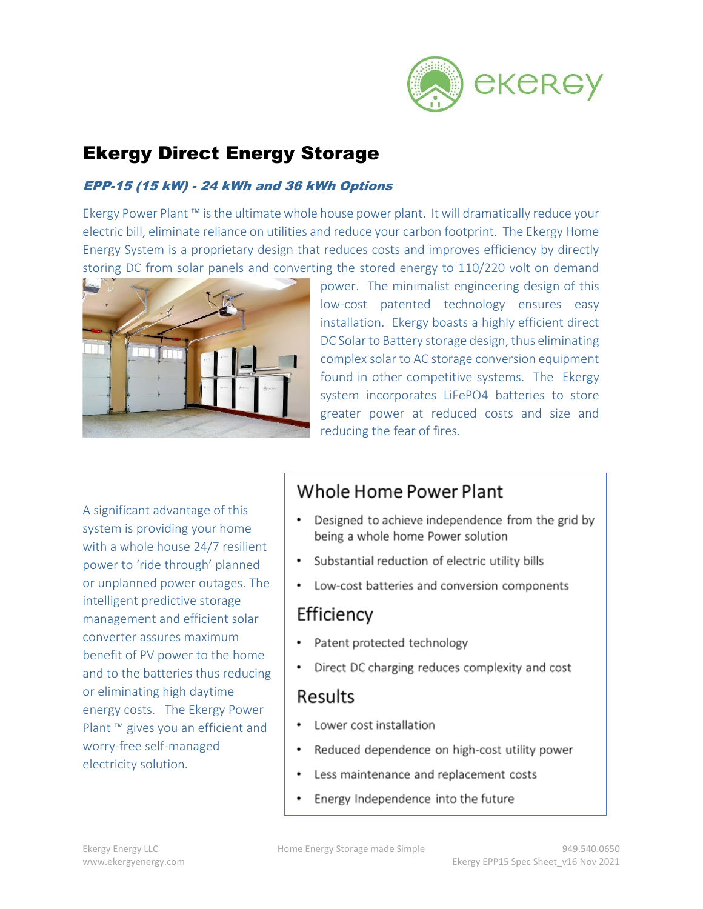# Ekergy Direct Energy Storage

***EPP-15 (15 kW) - 24 kWh and 36 kWh Options***

Ekergy Power Plant ™ is the ultimate whole house power plant. It will dramatically reduce your electric bill, eliminate reliance on utilities and reduce your carbon footprint. The Ekergy Home Energy System is a proprietary design that reduces costs and improves efficiency by directly storing DC from solar panels and converting the stored energy to 110/220 volt on demand power. The minimalist engineering design of this low-cost patented technology ensures easy installation. Ekergy boasts a highly efficient direct DC Solar to Battery storage design, thus eliminating complex solar to AC storage conversion equipment found in other competitive systems. The Ekergy system incorporates LiFePO4 batteries to store greater power at reduced costs and size and reducing the fear of fires.

A significant advantage of this system is providing your home with a whole house 24/7 resilient power to 'ride through' planned or unplanned power outages. The intelligent predictive storage management and efficient solar converter assures maximum benefit of PV power to the home and to the batteries thus reducing or eliminating high daytime energy costs. The Ekergy Power Plant ™ gives you an efficient and worry-free self-managed electricity solution.

## Whole Home Power Plant

- Designed to achieve independence from the grid by being a whole home Power solution
- Substantial reduction of electric utility bills
- Low-cost batteries and conversion components

## Efficiency

- Patent protected technology
- Direct DC charging reduces complexity and cost

## Results

- Lower cost installation
- Reduced dependence on high-cost utility power
- Less maintenance and replacement costs
- Energy Independence into the future

Ekergy Energy LLC
www.ekergyenergy.com

Home Energy Storage made Simple

949.540.0650
Ekergy EPP15 Spec Sheet_v16 Nov 2021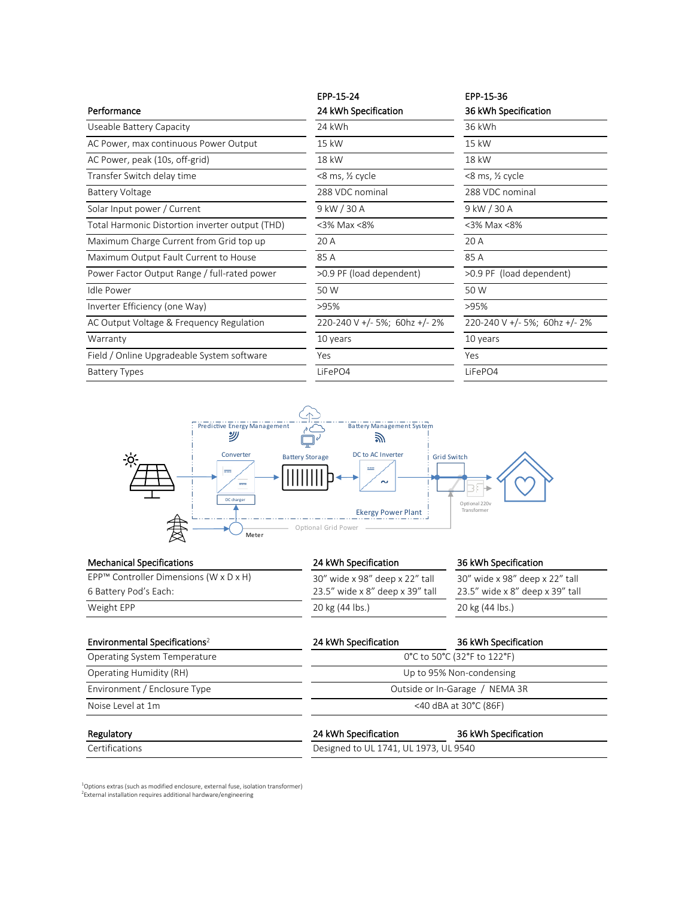| Performance | EPP-15-24<br>24 kWh Specification | EPP-15-36<br>36 kWh Specification |
|---|---|---|
| Useable Battery Capacity | 24 kWh | 36 kWh |
| AC Power, max continuous Power Output | 15 kW | 15 kW |
| AC Power, peak (10s, off-grid) | 18 kW | 18 kW |
| Transfer Switch delay time | <8 ms, ½ cycle | <8 ms, ½ cycle |
| Battery Voltage | 288 VDC nominal | 288 VDC nominal |
| Solar Input power / Current | 9 kW / 30 A | 9 kW / 30 A |
| Total Harmonic Distortion inverter output (THD) | <3% Max <8% | <3% Max <8% |
| Maximum Charge Current from Grid top up | 20 A | 20 A |
| Maximum Output Fault Current to House | 85 A | 85 A |
| Power Factor Output Range / full-rated power | >0.9 PF (load dependent) | >0.9 PF (load dependent) |
| Idle Power | 50 W | 50 W |
| Inverter Efficiency (one Way) | >95% | >95% |
| AC Output Voltage & Frequency Regulation | 220-240 V +/- 5%; 60hz +/- 2% | 220-240 V +/- 5%; 60hz +/- 2% |
| Warranty | 10 years | 10 years |
| Field / Online Upgradeable System software | Yes | Yes |
| Battery Types | LiFePO4 | LiFePO4 |

Predictive Energy Management
Battery Management System
Converter
DC charger
Battery Storage
DC to AC Inverter
Grid Switch
Optional 220v Transformer
Ekergy Power Plant
Optional Grid Power
Meter

| Mechanical Specifications | 24 kWh Specification | 36 kWh Specification |
|---|---|---|
| EPP™ Controller Dimensions (W x D x H) | 30" wide x 98" deep x 22" tall | 30" wide x 98" deep x 22" tall |
| 6 Battery Pod's Each: | 23.5" wide x 8" deep x 39" tall | 23.5" wide x 8" deep x 39" tall |
| Weight EPP | 20 kg (44 lbs.) | 20 kg (44 lbs.) |

| Environmental Specifications[2] | 24 kWh Specification | 36 kWh Specification |
|---|---|---|
| Operating System Temperature | 0°C to 50°C (32°F to 122°F) | |
| Operating Humidity (RH) | Up to 95% Non-condensing | |
| Environment / Enclosure Type | Outside or In-Garage / NEMA 3R | |
| Noise Level at 1m | <40 dBA at 30°C (86F) | |

| Regulatory | 24 kWh Specification | 36 kWh Specification |
|---|---|---|
| Certifications | Designed to UL 1741, UL 1973, UL 9540 | |

[1]Options extras (such as modified enclosure, external fuse, isolation transformer)
[2]External installation requires additional hardware/engineering